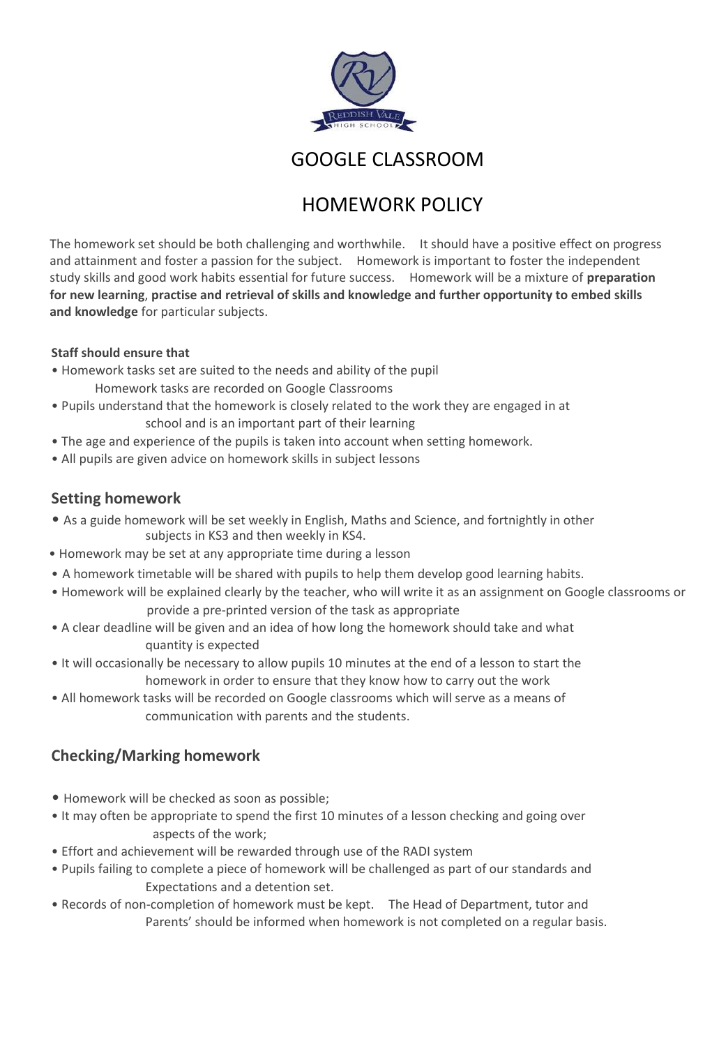# GOOGLE CLASSROOM

# HOMEWORK POLICY

The homework set should be both challenging and worthwhile. It should have a positive effect on progress and attainment and foster a passion for the subject. Homework is important to foster the independent study skills and good work habits essential for future success. Homework will be a mixture of **preparation for new learning**, **practise and retrieval of skills and knowledge and further opportunity to embed skills and knowledge** for particular subjects.

**Staff should ensure that**

- Homework tasks set are suited to the needs and ability of the pupil
  Homework tasks are recorded on Google Classrooms
- Pupils understand that the homework is closely related to the work they are engaged in at school and is an important part of their learning
- The age and experience of the pupils is taken into account when setting homework.
- All pupils are given advice on homework skills in subject lessons

## Setting homework

- As a guide homework will be set weekly in English, Maths and Science, and fortnightly in other subjects in KS3 and then weekly in KS4.
- Homework may be set at any appropriate time during a lesson
- A homework timetable will be shared with pupils to help them develop good learning habits.
- Homework will be explained clearly by the teacher, who will write it as an assignment on Google classrooms or provide a pre-printed version of the task as appropriate
- A clear deadline will be given and an idea of how long the homework should take and what quantity is expected
- It will occasionally be necessary to allow pupils 10 minutes at the end of a lesson to start the homework in order to ensure that they know how to carry out the work
- All homework tasks will be recorded on Google classrooms which will serve as a means of communication with parents and the students.

## Checking/Marking homework

- Homework will be checked as soon as possible;
- It may often be appropriate to spend the first 10 minutes of a lesson checking and going over aspects of the work;
- Effort and achievement will be rewarded through use of the RADI system
- Pupils failing to complete a piece of homework will be challenged as part of our standards and Expectations and a detention set.
- Records of non-completion of homework must be kept. The Head of Department, tutor and Parents' should be informed when homework is not completed on a regular basis.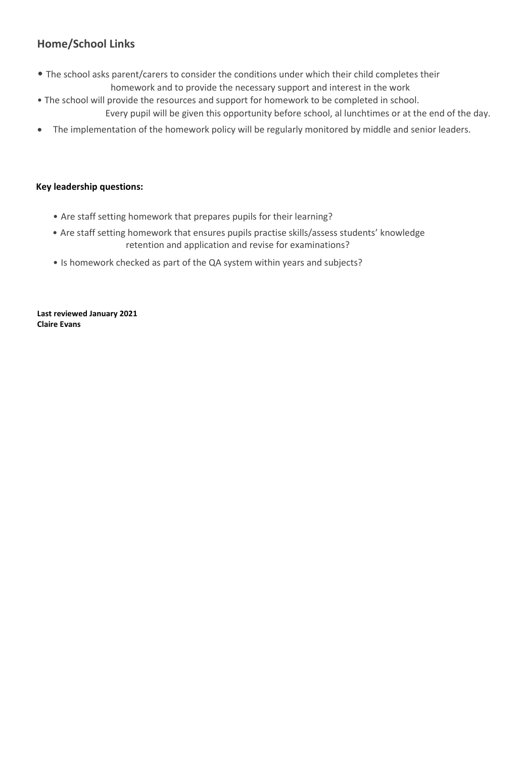## Home/School Links

- The school asks parent/carers to consider the conditions under which their child completes their homework and to provide the necessary support and interest in the work
- The school will provide the resources and support for homework to be completed in school. Every pupil will be given this opportunity before school, al lunchtimes or at the end of the day.
- The implementation of the homework policy will be regularly monitored by middle and senior leaders.

**Key leadership questions:**

- Are staff setting homework that prepares pupils for their learning?
- Are staff setting homework that ensures pupils practise skills/assess students' knowledge retention and application and revise for examinations?
- Is homework checked as part of the QA system within years and subjects?

**Last reviewed January 2021**
**Claire Evans**